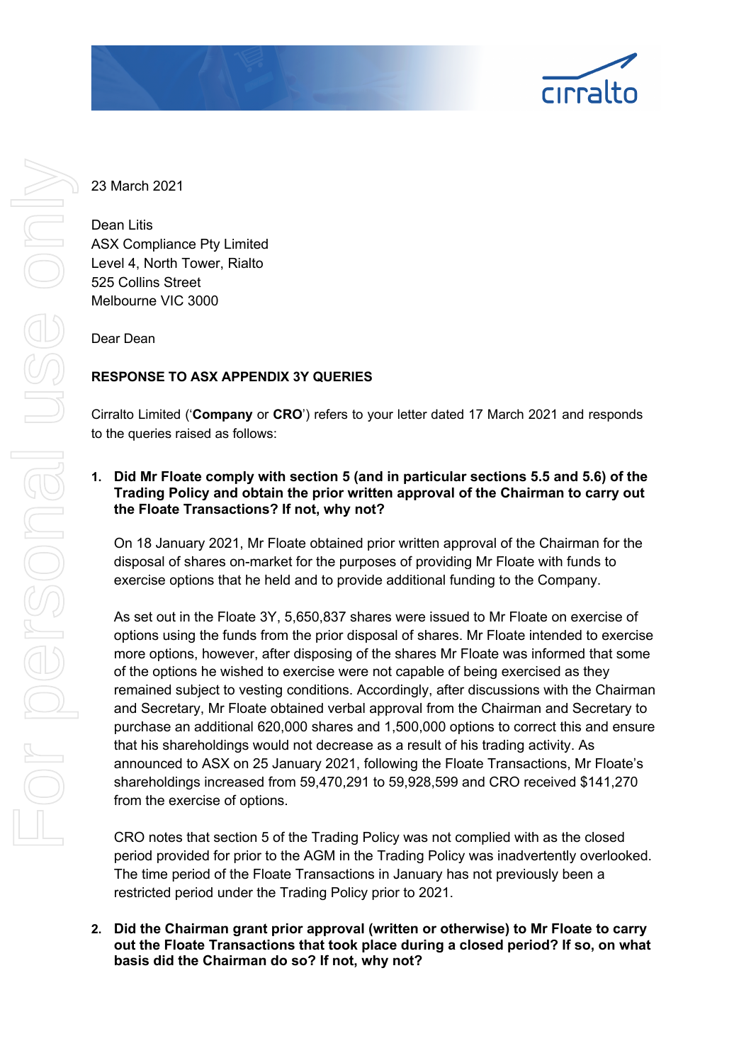23 March 2021

Dean Litis
ASX Compliance Pty Limited
Level 4, North Tower, Rialto
525 Collins Street
Melbourne VIC 3000

Dear Dean

**RESPONSE TO ASX APPENDIX 3Y QUERIES**

Cirralto Limited ('**Company** or **CRO**') refers to your letter dated 17 March 2021 and responds to the queries raised as follows:

1. **Did Mr Floate comply with section 5 (and in particular sections 5.5 and 5.6) of the Trading Policy and obtain the prior written approval of the Chairman to carry out the Floate Transactions? If not, why not?**

   On 18 January 2021, Mr Floate obtained prior written approval of the Chairman for the disposal of shares on-market for the purposes of providing Mr Floate with funds to exercise options that he held and to provide additional funding to the Company.

   As set out in the Floate 3Y, 5,650,837 shares were issued to Mr Floate on exercise of options using the funds from the prior disposal of shares. Mr Floate intended to exercise more options, however, after disposing of the shares Mr Floate was informed that some of the options he wished to exercise were not capable of being exercised as they remained subject to vesting conditions. Accordingly, after discussions with the Chairman and Secretary, Mr Floate obtained verbal approval from the Chairman and Secretary to purchase an additional 620,000 shares and 1,500,000 options to correct this and ensure that his shareholdings would not decrease as a result of his trading activity. As announced to ASX on 25 January 2021, following the Floate Transactions, Mr Floate's shareholdings increased from 59,470,291 to 59,928,599 and CRO received $141,270 from the exercise of options.

   CRO notes that section 5 of the Trading Policy was not complied with as the closed period provided for prior to the AGM in the Trading Policy was inadvertently overlooked. The time period of the Floate Transactions in January has not previously been a restricted period under the Trading Policy prior to 2021.

2. **Did the Chairman grant prior approval (written or otherwise) to Mr Floate to carry out the Floate Transactions that took place during a closed period? If so, on what basis did the Chairman do so? If not, why not?**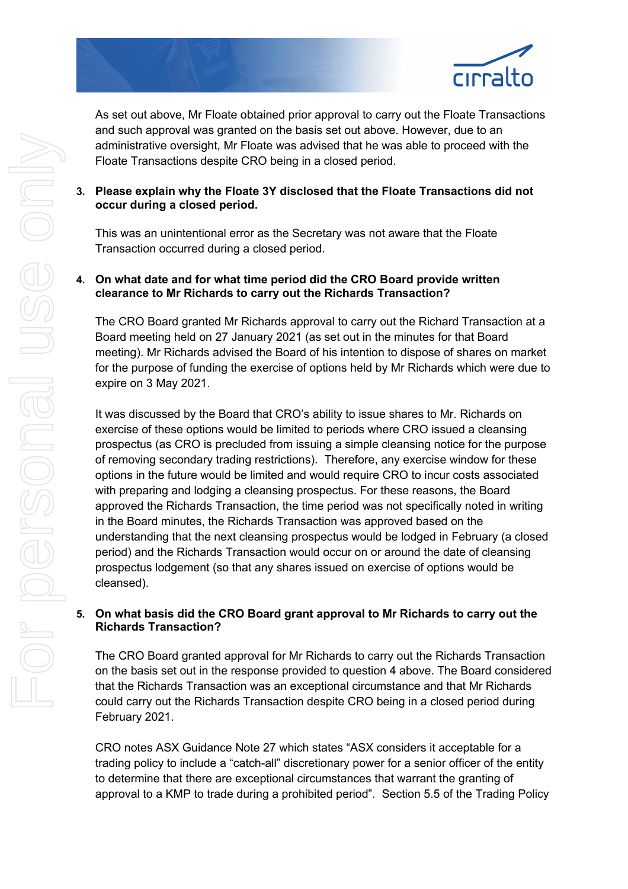As set out above, Mr Floate obtained prior approval to carry out the Floate Transactions and such approval was granted on the basis set out above. However, due to an administrative oversight, Mr Floate was advised that he was able to proceed with the Floate Transactions despite CRO being in a closed period.

3. **Please explain why the Floate 3Y disclosed that the Floate Transactions did not occur during a closed period.**

   This was an unintentional error as the Secretary was not aware that the Floate Transaction occurred during a closed period.

4. **On what date and for what time period did the CRO Board provide written clearance to Mr Richards to carry out the Richards Transaction?**

   The CRO Board granted Mr Richards approval to carry out the Richard Transaction at a Board meeting held on 27 January 2021 (as set out in the minutes for that Board meeting). Mr Richards advised the Board of his intention to dispose of shares on market for the purpose of funding the exercise of options held by Mr Richards which were due to expire on 3 May 2021.

   It was discussed by the Board that CRO's ability to issue shares to Mr. Richards on exercise of these options would be limited to periods where CRO issued a cleansing prospectus (as CRO is precluded from issuing a simple cleansing notice for the purpose of removing secondary trading restrictions). Therefore, any exercise window for these options in the future would be limited and would require CRO to incur costs associated with preparing and lodging a cleansing prospectus. For these reasons, the Board approved the Richards Transaction, the time period was not specifically noted in writing in the Board minutes, the Richards Transaction was approved based on the understanding that the next cleansing prospectus would be lodged in February (a closed period) and the Richards Transaction would occur on or around the date of cleansing prospectus lodgement (so that any shares issued on exercise of options would be cleansed).

5. **On what basis did the CRO Board grant approval to Mr Richards to carry out the Richards Transaction?**

   The CRO Board granted approval for Mr Richards to carry out the Richards Transaction on the basis set out in the response provided to question 4 above. The Board considered that the Richards Transaction was an exceptional circumstance and that Mr Richards could carry out the Richards Transaction despite CRO being in a closed period during February 2021.

   CRO notes ASX Guidance Note 27 which states "ASX considers it acceptable for a trading policy to include a "catch-all" discretionary power for a senior officer of the entity to determine that there are exceptional circumstances that warrant the granting of approval to a KMP to trade during a prohibited period". Section 5.5 of the Trading Policy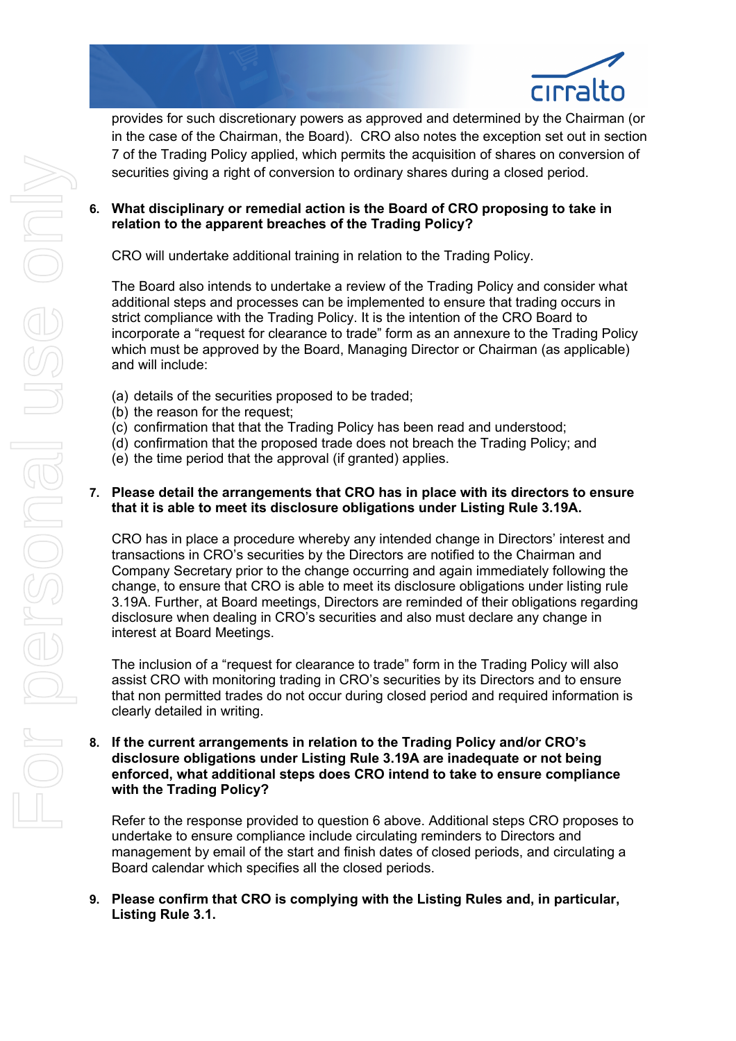provides for such discretionary powers as approved and determined by the Chairman (or in the case of the Chairman, the Board). CRO also notes the exception set out in section 7 of the Trading Policy applied, which permits the acquisition of shares on conversion of securities giving a right of conversion to ordinary shares during a closed period.

6. **What disciplinary or remedial action is the Board of CRO proposing to take in relation to the apparent breaches of the Trading Policy?**

   CRO will undertake additional training in relation to the Trading Policy.

   The Board also intends to undertake a review of the Trading Policy and consider what additional steps and processes can be implemented to ensure that trading occurs in strict compliance with the Trading Policy. It is the intention of the CRO Board to incorporate a "request for clearance to trade" form as an annexure to the Trading Policy which must be approved by the Board, Managing Director or Chairman (as applicable) and will include:

   (a) details of the securities proposed to be traded;
   (b) the reason for the request;
   (c) confirmation that that the Trading Policy has been read and understood;
   (d) confirmation that the proposed trade does not breach the Trading Policy; and
   (e) the time period that the approval (if granted) applies.

7. **Please detail the arrangements that CRO has in place with its directors to ensure that it is able to meet its disclosure obligations under Listing Rule 3.19A.**

   CRO has in place a procedure whereby any intended change in Directors' interest and transactions in CRO's securities by the Directors are notified to the Chairman and Company Secretary prior to the change occurring and again immediately following the change, to ensure that CRO is able to meet its disclosure obligations under listing rule 3.19A. Further, at Board meetings, Directors are reminded of their obligations regarding disclosure when dealing in CRO's securities and also must declare any change in interest at Board Meetings.

   The inclusion of a "request for clearance to trade" form in the Trading Policy will also assist CRO with monitoring trading in CRO's securities by its Directors and to ensure that non permitted trades do not occur during closed period and required information is clearly detailed in writing.

8. **If the current arrangements in relation to the Trading Policy and/or CRO's disclosure obligations under Listing Rule 3.19A are inadequate or not being enforced, what additional steps does CRO intend to take to ensure compliance with the Trading Policy?**

   Refer to the response provided to question 6 above. Additional steps CRO proposes to undertake to ensure compliance include circulating reminders to Directors and management by email of the start and finish dates of closed periods, and circulating a Board calendar which specifies all the closed periods.

9. **Please confirm that CRO is complying with the Listing Rules and, in particular, Listing Rule 3.1.**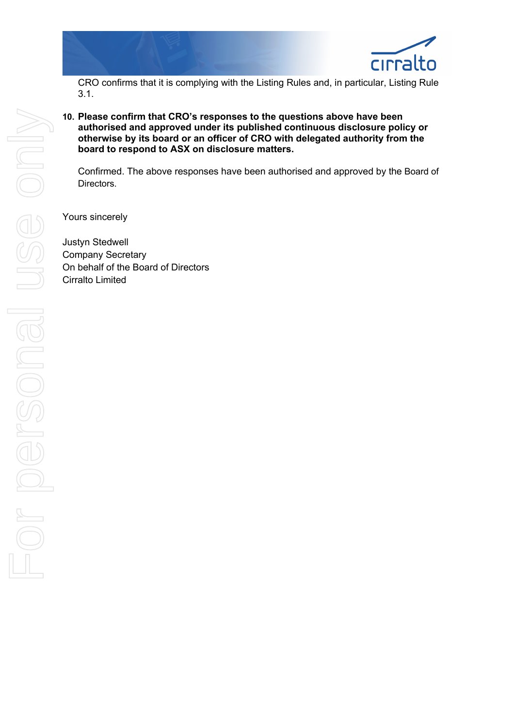CRO confirms that it is complying with the Listing Rules and, in particular, Listing Rule 3.1.

10. **Please confirm that CRO's responses to the questions above have been authorised and approved under its published continuous disclosure policy or otherwise by its board or an officer of CRO with delegated authority from the board to respond to ASX on disclosure matters.**

    Confirmed. The above responses have been authorised and approved by the Board of Directors.

Yours sincerely

Justyn Stedwell  
Company Secretary  
On behalf of the Board of Directors  
Cirralto Limited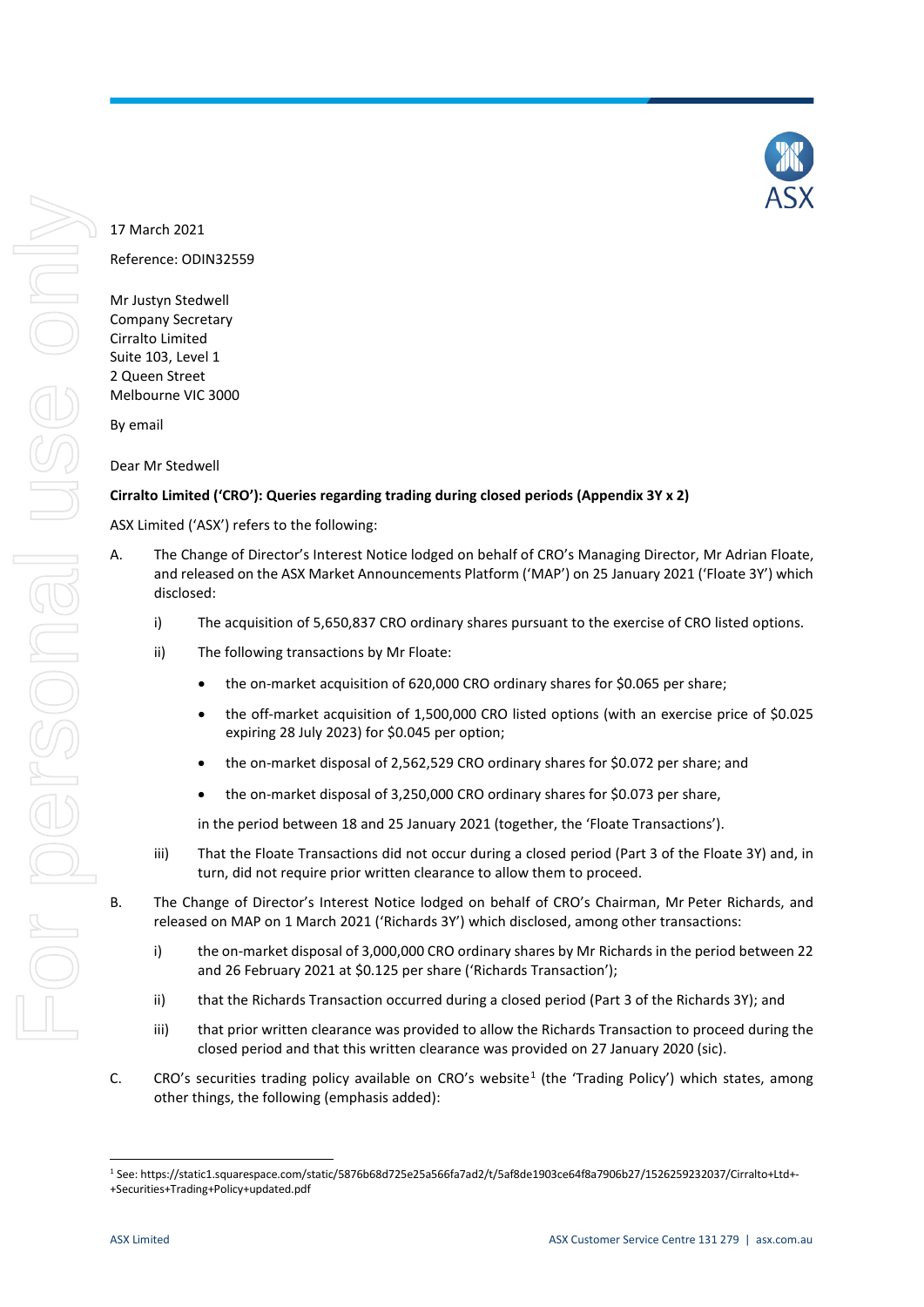17 March 2021

Reference: ODIN32559

Mr Justyn Stedwell
Company Secretary
Cirralto Limited
Suite 103, Level 1
2 Queen Street
Melbourne VIC 3000

By email

Dear Mr Stedwell

**Cirralto Limited ('CRO'): Queries regarding trading during closed periods (Appendix 3Y x 2)**

ASX Limited ('ASX') refers to the following:

A. The Change of Director's Interest Notice lodged on behalf of CRO's Managing Director, Mr Adrian Floate, and released on the ASX Market Announcements Platform ('MAP') on 25 January 2021 ('Floate 3Y') which disclosed:

   i) The acquisition of 5,650,837 CRO ordinary shares pursuant to the exercise of CRO listed options.

   ii) The following transactions by Mr Floate:

      - the on-market acquisition of 620,000 CRO ordinary shares for $0.065 per share;
      - the off-market acquisition of 1,500,000 CRO listed options (with an exercise price of $0.025 expiring 28 July 2023) for $0.045 per option;
      - the on-market disposal of 2,562,529 CRO ordinary shares for $0.072 per share; and
      - the on-market disposal of 3,250,000 CRO ordinary shares for $0.073 per share,

      in the period between 18 and 25 January 2021 (together, the 'Floate Transactions').

   iii) That the Floate Transactions did not occur during a closed period (Part 3 of the Floate 3Y) and, in turn, did not require prior written clearance to allow them to proceed.

B. The Change of Director's Interest Notice lodged on behalf of CRO's Chairman, Mr Peter Richards, and released on MAP on 1 March 2021 ('Richards 3Y') which disclosed, among other transactions:

   i) the on-market disposal of 3,000,000 CRO ordinary shares by Mr Richards in the period between 22 and 26 February 2021 at $0.125 per share ('Richards Transaction');

   ii) that the Richards Transaction occurred during a closed period (Part 3 of the Richards 3Y); and

   iii) that prior written clearance was provided to allow the Richards Transaction to proceed during the closed period and that this written clearance was provided on 27 January 2020 (sic).

C. CRO's securities trading policy available on CRO's website[1] (the 'Trading Policy') which states, among other things, the following (emphasis added):

[1] See: https://static1.squarespace.com/static/5876b68d725e25a566fa7ad2/t/5af8de1903ce64f8a7906b27/1526259232037/Cirralto+Ltd+-+Securities+Trading+Policy+updated.pdf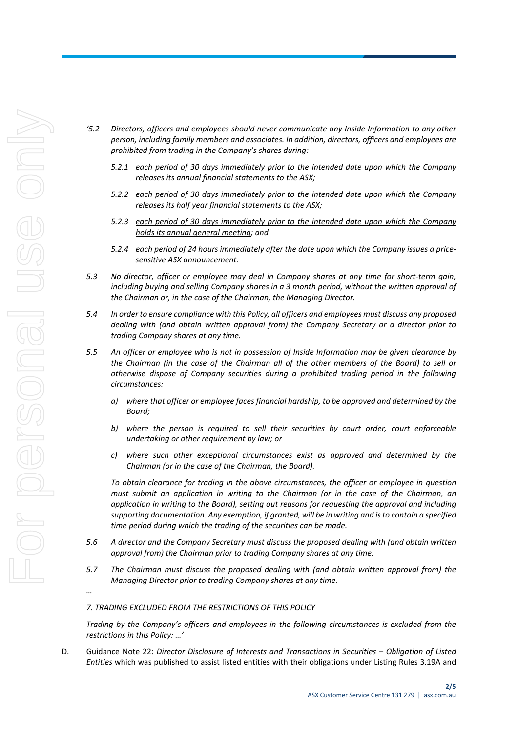'5.2 *Directors, officers and employees should never communicate any Inside Information to any other person, including family members and associates. In addition, directors, officers and employees are prohibited from trading in the Company's shares during:*

5.2.1 *each period of 30 days immediately prior to the intended date upon which the Company releases its annual financial statements to the ASX;*

5.2.2 *<u>each period of 30 days immediately prior to the intended date upon which the Company releases its half year financial statements to the ASX</u>;*

5.2.3 *<u>each period of 30 days immediately prior to the intended date upon which the Company holds its annual general meeting</u>; and*

5.2.4 *each period of 24 hours immediately after the date upon which the Company issues a price-sensitive ASX announcement.*

5.3 *No director, officer or employee may deal in Company shares at any time for short-term gain, including buying and selling Company shares in a 3 month period, without the written approval of the Chairman or, in the case of the Chairman, the Managing Director.*

5.4 *In order to ensure compliance with this Policy, all officers and employees must discuss any proposed dealing with (and obtain written approval from) the Company Secretary or a director prior to trading Company shares at any time.*

5.5 *An officer or employee who is not in possession of Inside Information may be given clearance by the Chairman (in the case of the Chairman all of the other members of the Board) to sell or otherwise dispose of Company securities during a prohibited trading period in the following circumstances:*

a) *where that officer or employee faces financial hardship, to be approved and determined by the Board;*

b) *where the person is required to sell their securities by court order, court enforceable undertaking or other requirement by law; or*

c) *where such other exceptional circumstances exist as approved and determined by the Chairman (or in the case of the Chairman, the Board).*

*To obtain clearance for trading in the above circumstances, the officer or employee in question must submit an application in writing to the Chairman (or in the case of the Chairman, an application in writing to the Board), setting out reasons for requesting the approval and including supporting documentation. Any exemption, if granted, will be in writing and is to contain a specified time period during which the trading of the securities can be made.*

5.6 *A director and the Company Secretary must discuss the proposed dealing with (and obtain written approval from) the Chairman prior to trading Company shares at any time.*

5.7 *The Chairman must discuss the proposed dealing with (and obtain written approval from) the Managing Director prior to trading Company shares at any time.*

*…*

*7. TRADING EXCLUDED FROM THE RESTRICTIONS OF THIS POLICY*

*Trading by the Company's officers and employees in the following circumstances is excluded from the restrictions in this Policy: …'*

D. Guidance Note 22: *Director Disclosure of Interests and Transactions in Securities – Obligation of Listed Entities* which was published to assist listed entities with their obligations under Listing Rules 3.19A and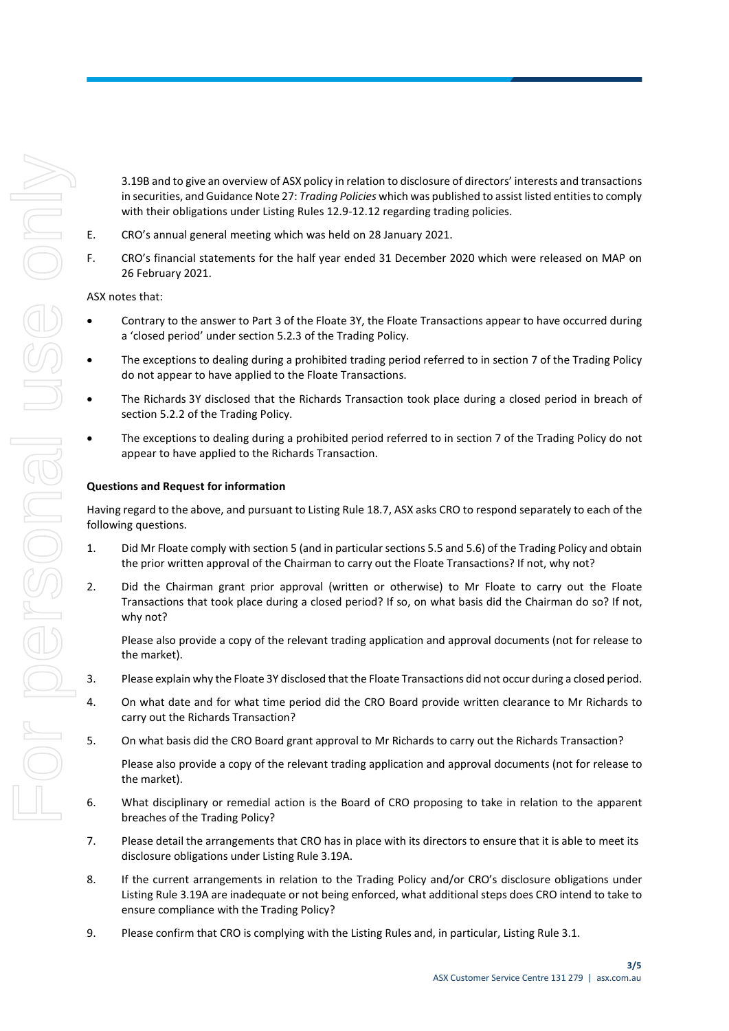3.19B and to give an overview of ASX policy in relation to disclosure of directors' interests and transactions in securities, and Guidance Note 27: *Trading Policies* which was published to assist listed entities to comply with their obligations under Listing Rules 12.9-12.12 regarding trading policies.

E. CRO's annual general meeting which was held on 28 January 2021.

F. CRO's financial statements for the half year ended 31 December 2020 which were released on MAP on 26 February 2021.

ASX notes that:

- Contrary to the answer to Part 3 of the Floate 3Y, the Floate Transactions appear to have occurred during a 'closed period' under section 5.2.3 of the Trading Policy.
- The exceptions to dealing during a prohibited trading period referred to in section 7 of the Trading Policy do not appear to have applied to the Floate Transactions.
- The Richards 3Y disclosed that the Richards Transaction took place during a closed period in breach of section 5.2.2 of the Trading Policy.
- The exceptions to dealing during a prohibited period referred to in section 7 of the Trading Policy do not appear to have applied to the Richards Transaction.

**Questions and Request for information**

Having regard to the above, and pursuant to Listing Rule 18.7, ASX asks CRO to respond separately to each of the following questions.

1. Did Mr Floate comply with section 5 (and in particular sections 5.5 and 5.6) of the Trading Policy and obtain the prior written approval of the Chairman to carry out the Floate Transactions? If not, why not?

2. Did the Chairman grant prior approval (written or otherwise) to Mr Floate to carry out the Floate Transactions that took place during a closed period? If so, on what basis did the Chairman do so? If not, why not?

   Please also provide a copy of the relevant trading application and approval documents (not for release to the market).

3. Please explain why the Floate 3Y disclosed that the Floate Transactions did not occur during a closed period.

4. On what date and for what time period did the CRO Board provide written clearance to Mr Richards to carry out the Richards Transaction?

5. On what basis did the CRO Board grant approval to Mr Richards to carry out the Richards Transaction?

   Please also provide a copy of the relevant trading application and approval documents (not for release to the market).

6. What disciplinary or remedial action is the Board of CRO proposing to take in relation to the apparent breaches of the Trading Policy?

7. Please detail the arrangements that CRO has in place with its directors to ensure that it is able to meet its disclosure obligations under Listing Rule 3.19A.

8. If the current arrangements in relation to the Trading Policy and/or CRO's disclosure obligations under Listing Rule 3.19A are inadequate or not being enforced, what additional steps does CRO intend to take to ensure compliance with the Trading Policy?

9. Please confirm that CRO is complying with the Listing Rules and, in particular, Listing Rule 3.1.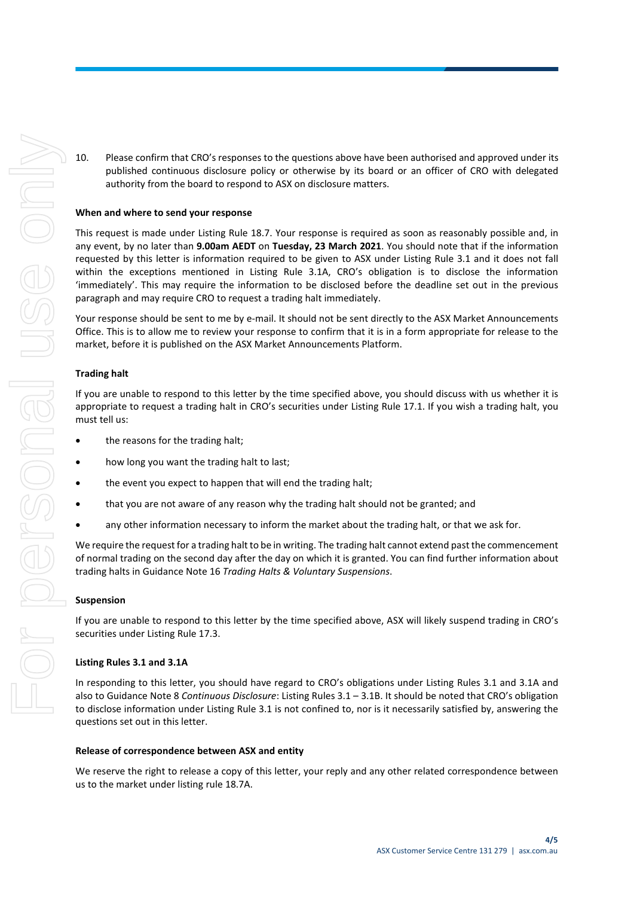10. Please confirm that CRO's responses to the questions above have been authorised and approved under its published continuous disclosure policy or otherwise by its board or an officer of CRO with delegated authority from the board to respond to ASX on disclosure matters.

**When and where to send your response**

This request is made under Listing Rule 18.7. Your response is required as soon as reasonably possible and, in any event, by no later than **9.00am AEDT** on **Tuesday, 23 March 2021**. You should note that if the information requested by this letter is information required to be given to ASX under Listing Rule 3.1 and it does not fall within the exceptions mentioned in Listing Rule 3.1A, CRO's obligation is to disclose the information 'immediately'. This may require the information to be disclosed before the deadline set out in the previous paragraph and may require CRO to request a trading halt immediately.

Your response should be sent to me by e-mail. It should not be sent directly to the ASX Market Announcements Office. This is to allow me to review your response to confirm that it is in a form appropriate for release to the market, before it is published on the ASX Market Announcements Platform.

**Trading halt**

If you are unable to respond to this letter by the time specified above, you should discuss with us whether it is appropriate to request a trading halt in CRO's securities under Listing Rule 17.1. If you wish a trading halt, you must tell us:

- the reasons for the trading halt;
- how long you want the trading halt to last;
- the event you expect to happen that will end the trading halt;
- that you are not aware of any reason why the trading halt should not be granted; and
- any other information necessary to inform the market about the trading halt, or that we ask for.

We require the request for a trading halt to be in writing. The trading halt cannot extend past the commencement of normal trading on the second day after the day on which it is granted. You can find further information about trading halts in Guidance Note 16 *Trading Halts & Voluntary Suspensions*.

**Suspension**

If you are unable to respond to this letter by the time specified above, ASX will likely suspend trading in CRO's securities under Listing Rule 17.3.

**Listing Rules 3.1 and 3.1A**

In responding to this letter, you should have regard to CRO's obligations under Listing Rules 3.1 and 3.1A and also to Guidance Note 8 *Continuous Disclosure*: Listing Rules 3.1 – 3.1B. It should be noted that CRO's obligation to disclose information under Listing Rule 3.1 is not confined to, nor is it necessarily satisfied by, answering the questions set out in this letter.

**Release of correspondence between ASX and entity**

We reserve the right to release a copy of this letter, your reply and any other related correspondence between us to the market under listing rule 18.7A.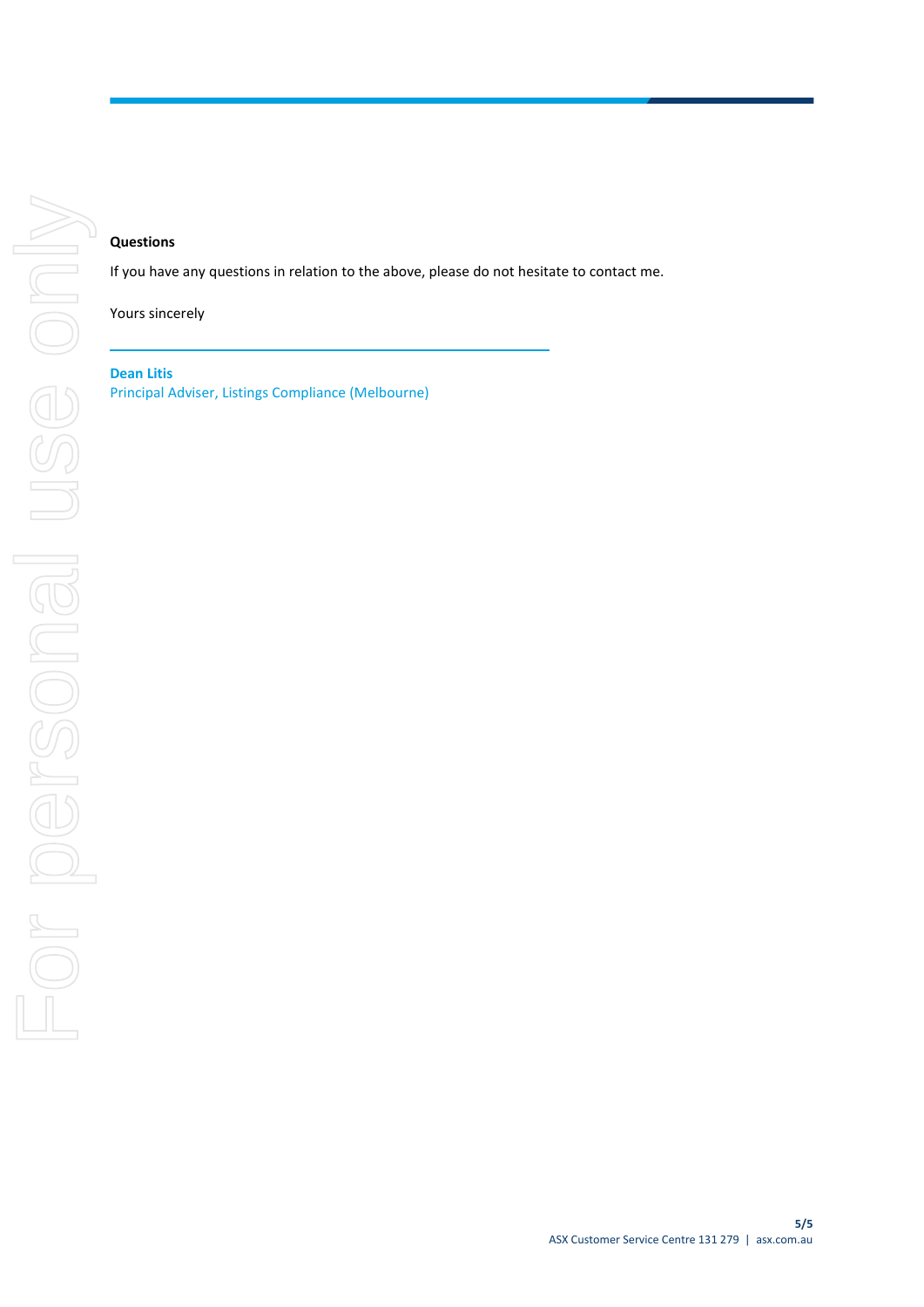**Questions**

If you have any questions in relation to the above, please do not hesitate to contact me.

Yours sincerely

**Dean Litis**
Principal Adviser, Listings Compliance (Melbourne)